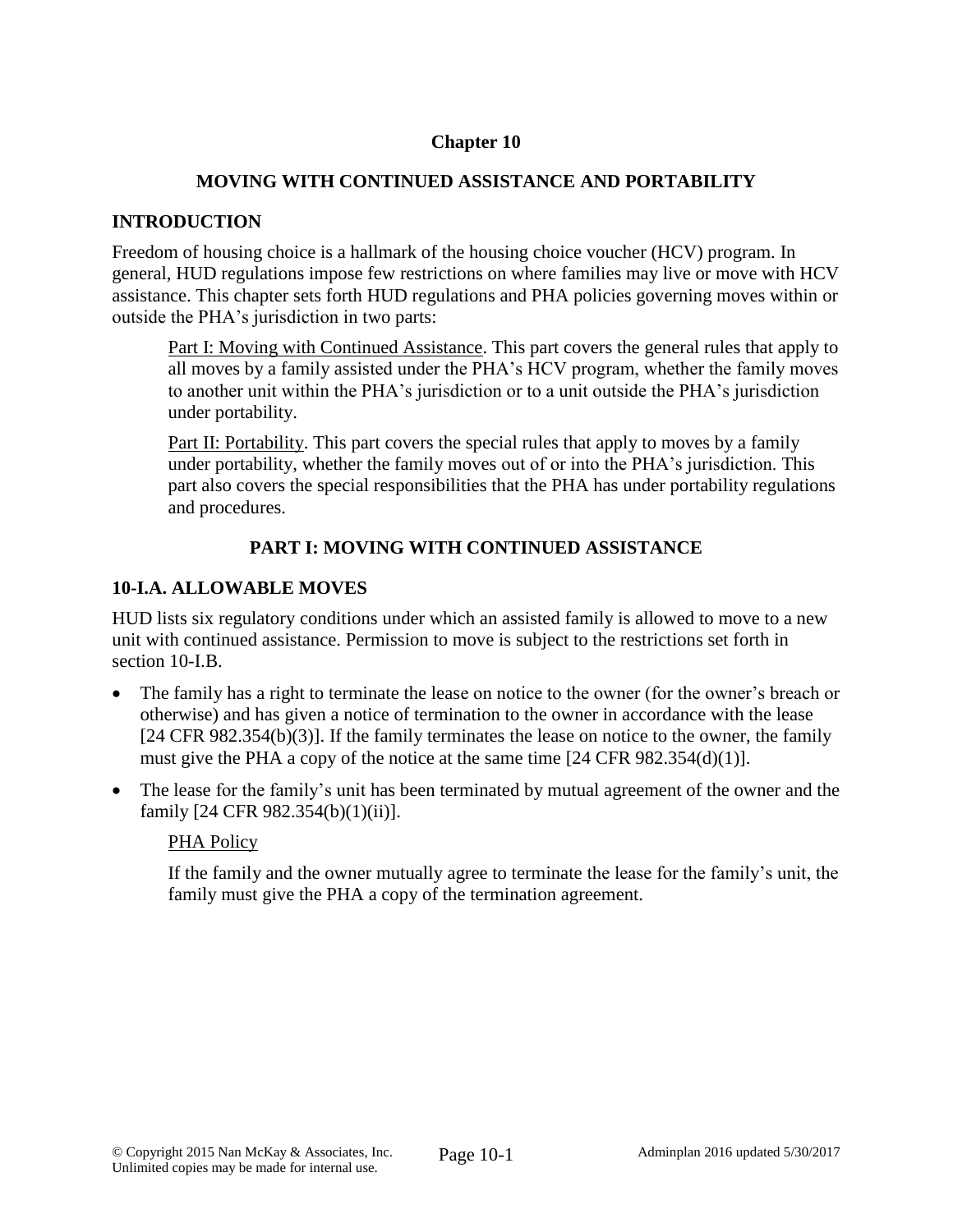# Chapter 10

## MOVING WITH CONTINUED ASSISTANCE AND PORTABILITY

### INTRODUCTION

Freedom of housing choice is a hallmark of the housing choice voucher (HCV) program. In general, HUD regulations impose few restrictions on where families may live or move with HCV assistance. This chapter sets forth HUD regulations and PHA policies governing moves within or outside the PHA's jurisdiction in two parts:

> Part I: Moving with Continued Assistance. This part covers the general rules that apply to all moves by a family assisted under the PHA's HCV program, whether the family moves to another unit within the PHA's jurisdiction or to a unit outside the PHA's jurisdiction under portability.
>
> Part II: Portability. This part covers the special rules that apply to moves by a family under portability, whether the family moves out of or into the PHA's jurisdiction. This part also covers the special responsibilities that the PHA has under portability regulations and procedures.

## PART I: MOVING WITH CONTINUED ASSISTANCE

### 10-I.A. ALLOWABLE MOVES

HUD lists six regulatory conditions under which an assisted family is allowed to move to a new unit with continued assistance. Permission to move is subject to the restrictions set forth in section 10-I.B.

- The family has a right to terminate the lease on notice to the owner (for the owner's breach or otherwise) and has given a notice of termination to the owner in accordance with the lease [24 CFR 982.354(b)(3)]. If the family terminates the lease on notice to the owner, the family must give the PHA a copy of the notice at the same time [24 CFR 982.354(d)(1)].
- The lease for the family's unit has been terminated by mutual agreement of the owner and the family [24 CFR 982.354(b)(1)(ii)].

  PHA Policy

  If the family and the owner mutually agree to terminate the lease for the family's unit, the family must give the PHA a copy of the termination agreement.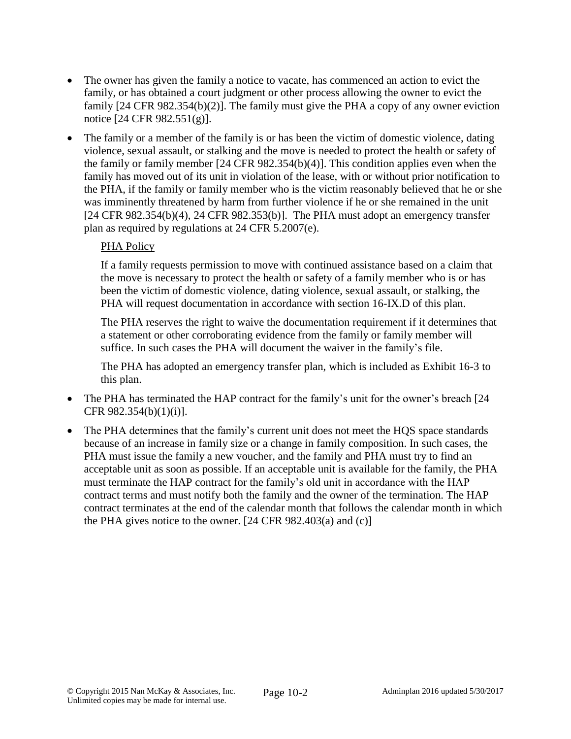- The owner has given the family a notice to vacate, has commenced an action to evict the family, or has obtained a court judgment or other process allowing the owner to evict the family [24 CFR 982.354(b)(2)]. The family must give the PHA a copy of any owner eviction notice [24 CFR 982.551(g)].

- The family or a member of the family is or has been the victim of domestic violence, dating violence, sexual assault, or stalking and the move is needed to protect the health or safety of the family or family member [24 CFR 982.354(b)(4)]. This condition applies even when the family has moved out of its unit in violation of the lease, with or without prior notification to the PHA, if the family or family member who is the victim reasonably believed that he or she was imminently threatened by harm from further violence if he or she remained in the unit [24 CFR 982.354(b)(4), 24 CFR 982.353(b)]. The PHA must adopt an emergency transfer plan as required by regulations at 24 CFR 5.2007(e).

  PHA Policy

  If a family requests permission to move with continued assistance based on a claim that the move is necessary to protect the health or safety of a family member who is or has been the victim of domestic violence, dating violence, sexual assault, or stalking, the PHA will request documentation in accordance with section 16-IX.D of this plan.

  The PHA reserves the right to waive the documentation requirement if it determines that a statement or other corroborating evidence from the family or family member will suffice. In such cases the PHA will document the waiver in the family's file.

  The PHA has adopted an emergency transfer plan, which is included as Exhibit 16-3 to this plan.

- The PHA has terminated the HAP contract for the family's unit for the owner's breach [24 CFR 982.354(b)(1)(i)].

- The PHA determines that the family's current unit does not meet the HQS space standards because of an increase in family size or a change in family composition. In such cases, the PHA must issue the family a new voucher, and the family and PHA must try to find an acceptable unit as soon as possible. If an acceptable unit is available for the family, the PHA must terminate the HAP contract for the family's old unit in accordance with the HAP contract terms and must notify both the family and the owner of the termination. The HAP contract terminates at the end of the calendar month that follows the calendar month in which the PHA gives notice to the owner. [24 CFR 982.403(a) and (c)]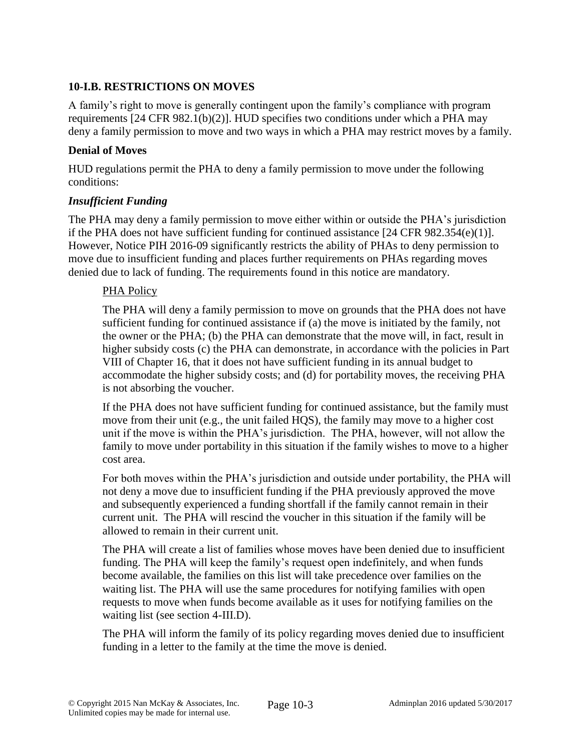## 10-I.B. RESTRICTIONS ON MOVES

A family's right to move is generally contingent upon the family's compliance with program requirements [24 CFR 982.1(b)(2)]. HUD specifies two conditions under which a PHA may deny a family permission to move and two ways in which a PHA may restrict moves by a family.

### Denial of Moves

HUD regulations permit the PHA to deny a family permission to move under the following conditions:

#### *Insufficient Funding*

The PHA may deny a family permission to move either within or outside the PHA's jurisdiction if the PHA does not have sufficient funding for continued assistance [24 CFR 982.354(e)(1)]. However, Notice PIH 2016-09 significantly restricts the ability of PHAs to deny permission to move due to insufficient funding and places further requirements on PHAs regarding moves denied due to lack of funding. The requirements found in this notice are mandatory.

> PHA Policy
>
> The PHA will deny a family permission to move on grounds that the PHA does not have sufficient funding for continued assistance if (a) the move is initiated by the family, not the owner or the PHA; (b) the PHA can demonstrate that the move will, in fact, result in higher subsidy costs (c) the PHA can demonstrate, in accordance with the policies in Part VIII of Chapter 16, that it does not have sufficient funding in its annual budget to accommodate the higher subsidy costs; and (d) for portability moves, the receiving PHA is not absorbing the voucher.
>
> If the PHA does not have sufficient funding for continued assistance, but the family must move from their unit (e.g., the unit failed HQS), the family may move to a higher cost unit if the move is within the PHA's jurisdiction. The PHA, however, will not allow the family to move under portability in this situation if the family wishes to move to a higher cost area.
>
> For both moves within the PHA's jurisdiction and outside under portability, the PHA will not deny a move due to insufficient funding if the PHA previously approved the move and subsequently experienced a funding shortfall if the family cannot remain in their current unit. The PHA will rescind the voucher in this situation if the family will be allowed to remain in their current unit.
>
> The PHA will create a list of families whose moves have been denied due to insufficient funding. The PHA will keep the family's request open indefinitely, and when funds become available, the families on this list will take precedence over families on the waiting list. The PHA will use the same procedures for notifying families with open requests to move when funds become available as it uses for notifying families on the waiting list (see section 4-III.D).
>
> The PHA will inform the family of its policy regarding moves denied due to insufficient funding in a letter to the family at the time the move is denied.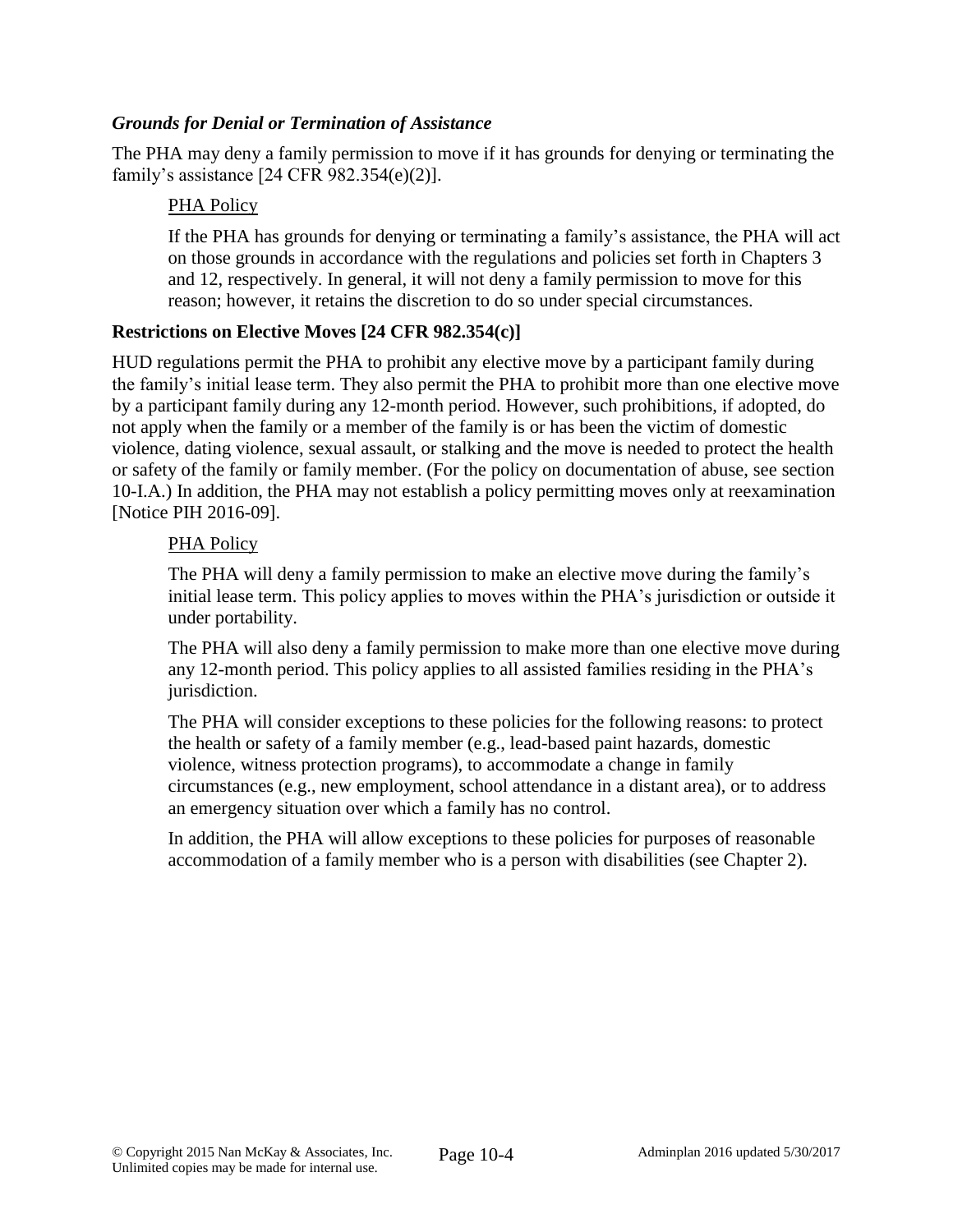### *Grounds for Denial or Termination of Assistance*

The PHA may deny a family permission to move if it has grounds for denying or terminating the family's assistance [24 CFR 982.354(e)(2)].

> PHA Policy
>
> If the PHA has grounds for denying or terminating a family's assistance, the PHA will act on those grounds in accordance with the regulations and policies set forth in Chapters 3 and 12, respectively. In general, it will not deny a family permission to move for this reason; however, it retains the discretion to do so under special circumstances.

### **Restrictions on Elective Moves [24 CFR 982.354(c)]**

HUD regulations permit the PHA to prohibit any elective move by a participant family during the family's initial lease term. They also permit the PHA to prohibit more than one elective move by a participant family during any 12-month period. However, such prohibitions, if adopted, do not apply when the family or a member of the family is or has been the victim of domestic violence, dating violence, sexual assault, or stalking and the move is needed to protect the health or safety of the family or family member. (For the policy on documentation of abuse, see section 10-I.A.) In addition, the PHA may not establish a policy permitting moves only at reexamination [Notice PIH 2016-09].

> PHA Policy
>
> The PHA will deny a family permission to make an elective move during the family's initial lease term. This policy applies to moves within the PHA's jurisdiction or outside it under portability.
>
> The PHA will also deny a family permission to make more than one elective move during any 12-month period. This policy applies to all assisted families residing in the PHA's jurisdiction.
>
> The PHA will consider exceptions to these policies for the following reasons: to protect the health or safety of a family member (e.g., lead-based paint hazards, domestic violence, witness protection programs), to accommodate a change in family circumstances (e.g., new employment, school attendance in a distant area), or to address an emergency situation over which a family has no control.
>
> In addition, the PHA will allow exceptions to these policies for purposes of reasonable accommodation of a family member who is a person with disabilities (see Chapter 2).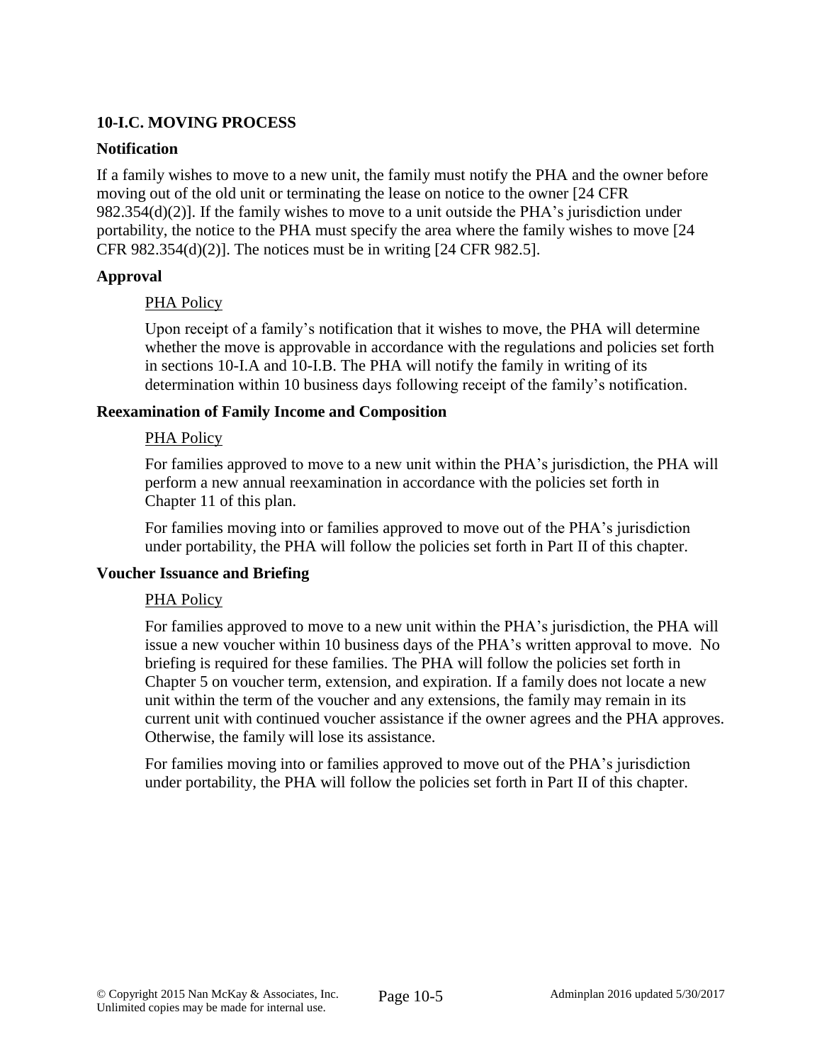### 10-I.C. MOVING PROCESS

#### Notification

If a family wishes to move to a new unit, the family must notify the PHA and the owner before moving out of the old unit or terminating the lease on notice to the owner [24 CFR 982.354(d)(2)]. If the family wishes to move to a unit outside the PHA's jurisdiction under portability, the notice to the PHA must specify the area where the family wishes to move [24 CFR 982.354(d)(2)]. The notices must be in writing [24 CFR 982.5].

#### Approval

PHA Policy

Upon receipt of a family's notification that it wishes to move, the PHA will determine whether the move is approvable in accordance with the regulations and policies set forth in sections 10-I.A and 10-I.B. The PHA will notify the family in writing of its determination within 10 business days following receipt of the family's notification.

#### Reexamination of Family Income and Composition

PHA Policy

For families approved to move to a new unit within the PHA's jurisdiction, the PHA will perform a new annual reexamination in accordance with the policies set forth in Chapter 11 of this plan.

For families moving into or families approved to move out of the PHA's jurisdiction under portability, the PHA will follow the policies set forth in Part II of this chapter.

#### Voucher Issuance and Briefing

PHA Policy

For families approved to move to a new unit within the PHA's jurisdiction, the PHA will issue a new voucher within 10 business days of the PHA's written approval to move. No briefing is required for these families. The PHA will follow the policies set forth in Chapter 5 on voucher term, extension, and expiration. If a family does not locate a new unit within the term of the voucher and any extensions, the family may remain in its current unit with continued voucher assistance if the owner agrees and the PHA approves. Otherwise, the family will lose its assistance.

For families moving into or families approved to move out of the PHA's jurisdiction under portability, the PHA will follow the policies set forth in Part II of this chapter.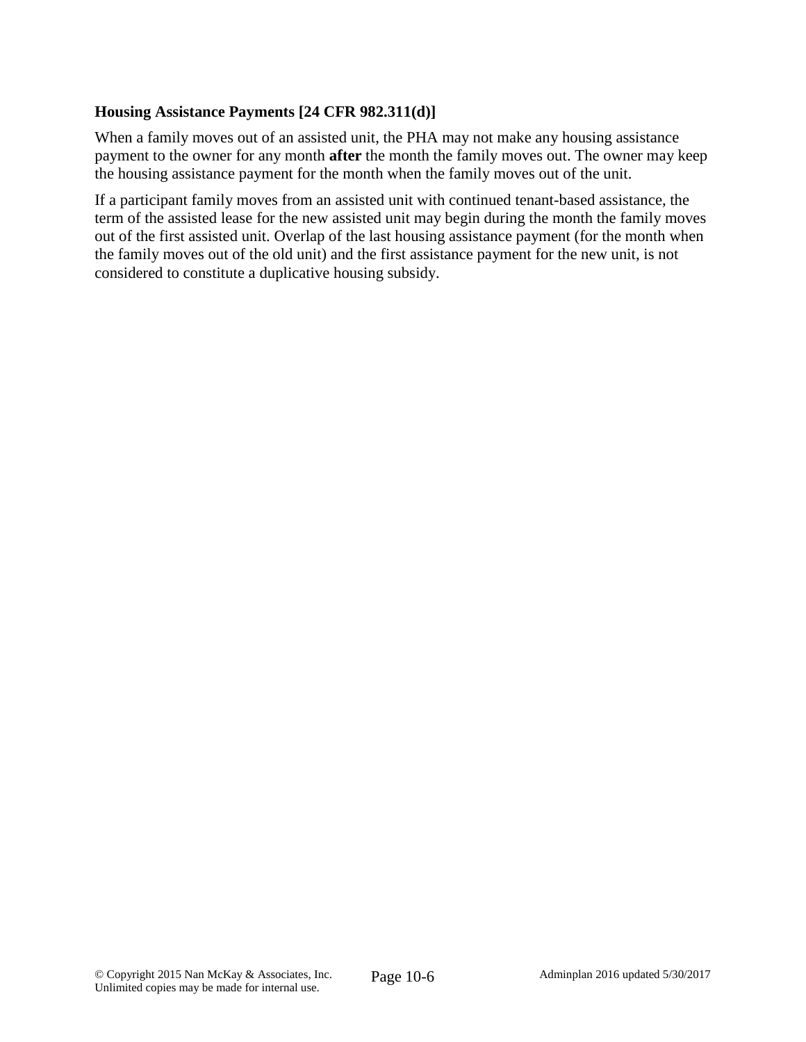### Housing Assistance Payments [24 CFR 982.311(d)]

When a family moves out of an assisted unit, the PHA may not make any housing assistance payment to the owner for any month **after** the month the family moves out. The owner may keep the housing assistance payment for the month when the family moves out of the unit.

If a participant family moves from an assisted unit with continued tenant-based assistance, the term of the assisted lease for the new assisted unit may begin during the month the family moves out of the first assisted unit. Overlap of the last housing assistance payment (for the month when the family moves out of the old unit) and the first assistance payment for the new unit, is not considered to constitute a duplicative housing subsidy.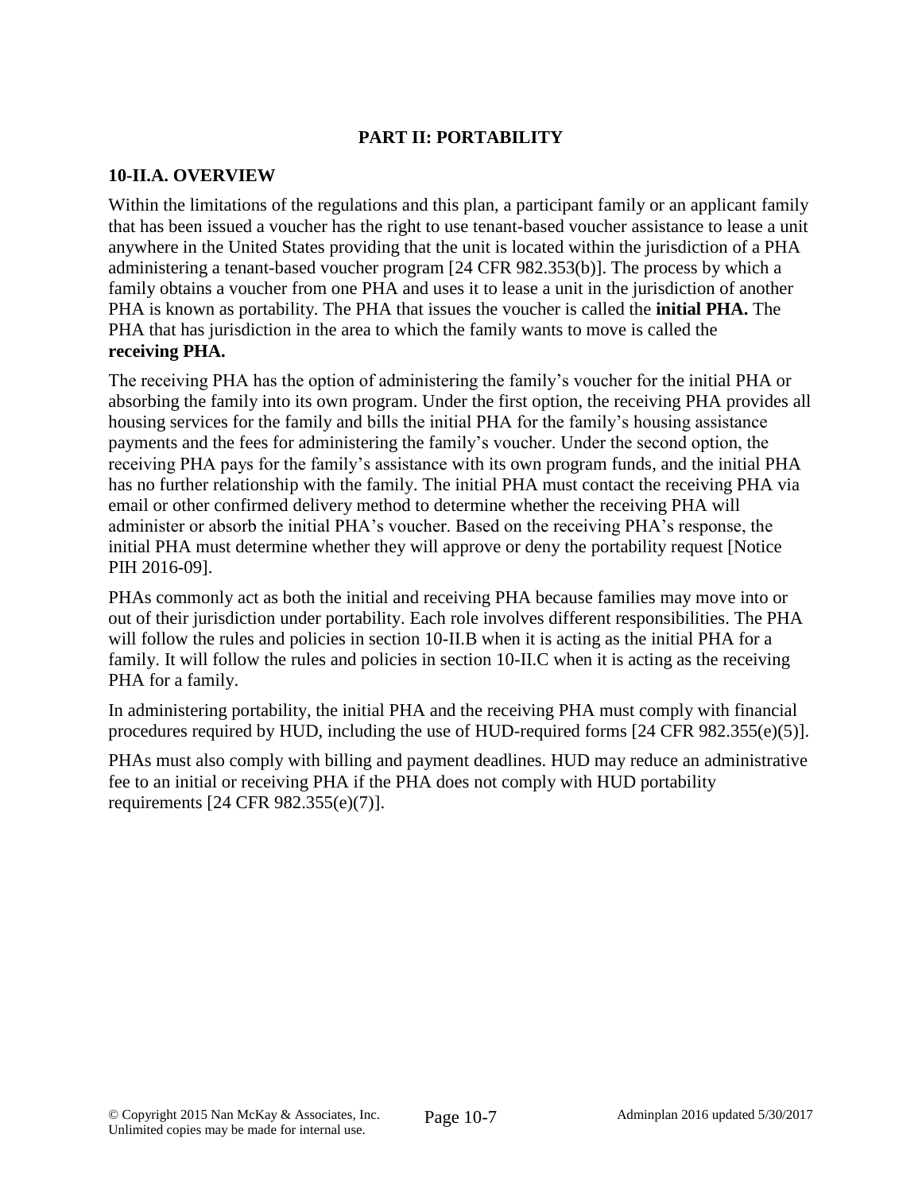## PART II: PORTABILITY

### 10-II.A. OVERVIEW

Within the limitations of the regulations and this plan, a participant family or an applicant family that has been issued a voucher has the right to use tenant-based voucher assistance to lease a unit anywhere in the United States providing that the unit is located within the jurisdiction of a PHA administering a tenant-based voucher program [24 CFR 982.353(b)]. The process by which a family obtains a voucher from one PHA and uses it to lease a unit in the jurisdiction of another PHA is known as portability. The PHA that issues the voucher is called the **initial PHA.** The PHA that has jurisdiction in the area to which the family wants to move is called the **receiving PHA.**

The receiving PHA has the option of administering the family's voucher for the initial PHA or absorbing the family into its own program. Under the first option, the receiving PHA provides all housing services for the family and bills the initial PHA for the family's housing assistance payments and the fees for administering the family's voucher. Under the second option, the receiving PHA pays for the family's assistance with its own program funds, and the initial PHA has no further relationship with the family. The initial PHA must contact the receiving PHA via email or other confirmed delivery method to determine whether the receiving PHA will administer or absorb the initial PHA's voucher. Based on the receiving PHA's response, the initial PHA must determine whether they will approve or deny the portability request [Notice PIH 2016-09].

PHAs commonly act as both the initial and receiving PHA because families may move into or out of their jurisdiction under portability. Each role involves different responsibilities. The PHA will follow the rules and policies in section 10-II.B when it is acting as the initial PHA for a family. It will follow the rules and policies in section 10-II.C when it is acting as the receiving PHA for a family.

In administering portability, the initial PHA and the receiving PHA must comply with financial procedures required by HUD, including the use of HUD-required forms [24 CFR 982.355(e)(5)].

PHAs must also comply with billing and payment deadlines. HUD may reduce an administrative fee to an initial or receiving PHA if the PHA does not comply with HUD portability requirements [24 CFR 982.355(e)(7)].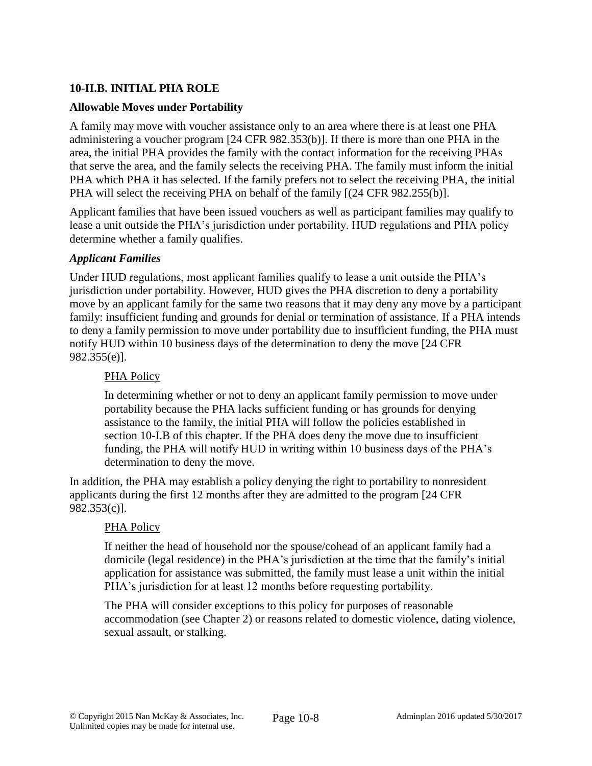## 10-II.B. INITIAL PHA ROLE

### Allowable Moves under Portability

A family may move with voucher assistance only to an area where there is at least one PHA administering a voucher program [24 CFR 982.353(b)]. If there is more than one PHA in the area, the initial PHA provides the family with the contact information for the receiving PHAs that serve the area, and the family selects the receiving PHA. The family must inform the initial PHA which PHA it has selected. If the family prefers not to select the receiving PHA, the initial PHA will select the receiving PHA on behalf of the family [(24 CFR 982.255(b)].

Applicant families that have been issued vouchers as well as participant families may qualify to lease a unit outside the PHA's jurisdiction under portability. HUD regulations and PHA policy determine whether a family qualifies.

#### *Applicant Families*

Under HUD regulations, most applicant families qualify to lease a unit outside the PHA's jurisdiction under portability. However, HUD gives the PHA discretion to deny a portability move by an applicant family for the same two reasons that it may deny any move by a participant family: insufficient funding and grounds for denial or termination of assistance. If a PHA intends to deny a family permission to move under portability due to insufficient funding, the PHA must notify HUD within 10 business days of the determination to deny the move [24 CFR 982.355(e)].

> PHA Policy
>
> In determining whether or not to deny an applicant family permission to move under portability because the PHA lacks sufficient funding or has grounds for denying assistance to the family, the initial PHA will follow the policies established in section 10-I.B of this chapter. If the PHA does deny the move due to insufficient funding, the PHA will notify HUD in writing within 10 business days of the PHA's determination to deny the move.

In addition, the PHA may establish a policy denying the right to portability to nonresident applicants during the first 12 months after they are admitted to the program [24 CFR 982.353(c)].

> PHA Policy
>
> If neither the head of household nor the spouse/cohead of an applicant family had a domicile (legal residence) in the PHA's jurisdiction at the time that the family's initial application for assistance was submitted, the family must lease a unit within the initial PHA's jurisdiction for at least 12 months before requesting portability.
>
> The PHA will consider exceptions to this policy for purposes of reasonable accommodation (see Chapter 2) or reasons related to domestic violence, dating violence, sexual assault, or stalking.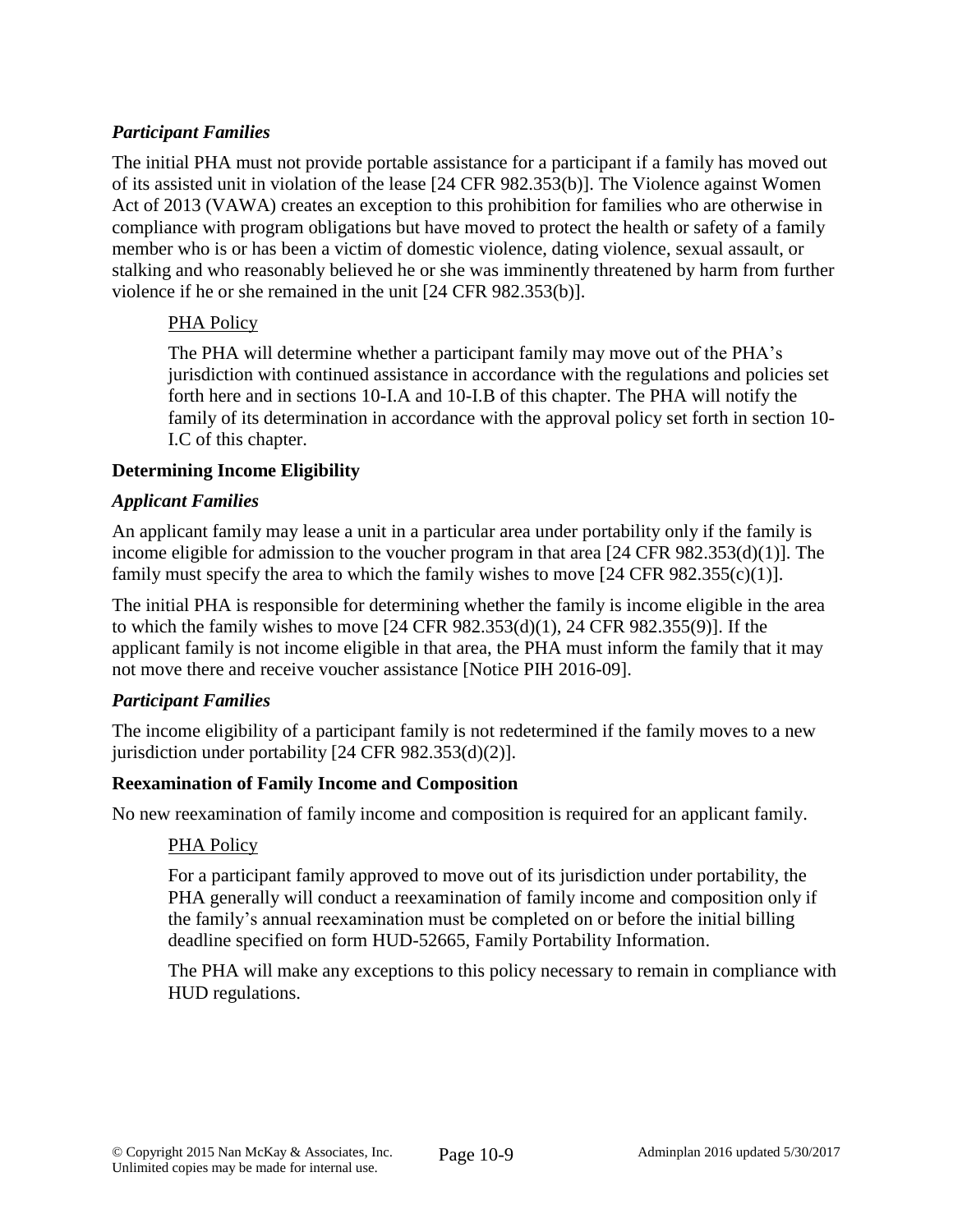### *Participant Families*

The initial PHA must not provide portable assistance for a participant if a family has moved out of its assisted unit in violation of the lease [24 CFR 982.353(b)]. The Violence against Women Act of 2013 (VAWA) creates an exception to this prohibition for families who are otherwise in compliance with program obligations but have moved to protect the health or safety of a family member who is or has been a victim of domestic violence, dating violence, sexual assault, or stalking and who reasonably believed he or she was imminently threatened by harm from further violence if he or she remained in the unit [24 CFR 982.353(b)].

> <u>PHA Policy</u>
>
> The PHA will determine whether a participant family may move out of the PHA's jurisdiction with continued assistance in accordance with the regulations and policies set forth here and in sections 10-I.A and 10-I.B of this chapter. The PHA will notify the family of its determination in accordance with the approval policy set forth in section 10-I.C of this chapter.

### **Determining Income Eligibility**

### *Applicant Families*

An applicant family may lease a unit in a particular area under portability only if the family is income eligible for admission to the voucher program in that area [24 CFR 982.353(d)(1)]. The family must specify the area to which the family wishes to move [24 CFR 982.355(c)(1)].

The initial PHA is responsible for determining whether the family is income eligible in the area to which the family wishes to move [24 CFR 982.353(d)(1), 24 CFR 982.355(9)]. If the applicant family is not income eligible in that area, the PHA must inform the family that it may not move there and receive voucher assistance [Notice PIH 2016-09].

### *Participant Families*

The income eligibility of a participant family is not redetermined if the family moves to a new jurisdiction under portability [24 CFR 982.353(d)(2)].

### **Reexamination of Family Income and Composition**

No new reexamination of family income and composition is required for an applicant family.

> <u>PHA Policy</u>
>
> For a participant family approved to move out of its jurisdiction under portability, the PHA generally will conduct a reexamination of family income and composition only if the family's annual reexamination must be completed on or before the initial billing deadline specified on form HUD-52665, Family Portability Information.
>
> The PHA will make any exceptions to this policy necessary to remain in compliance with HUD regulations.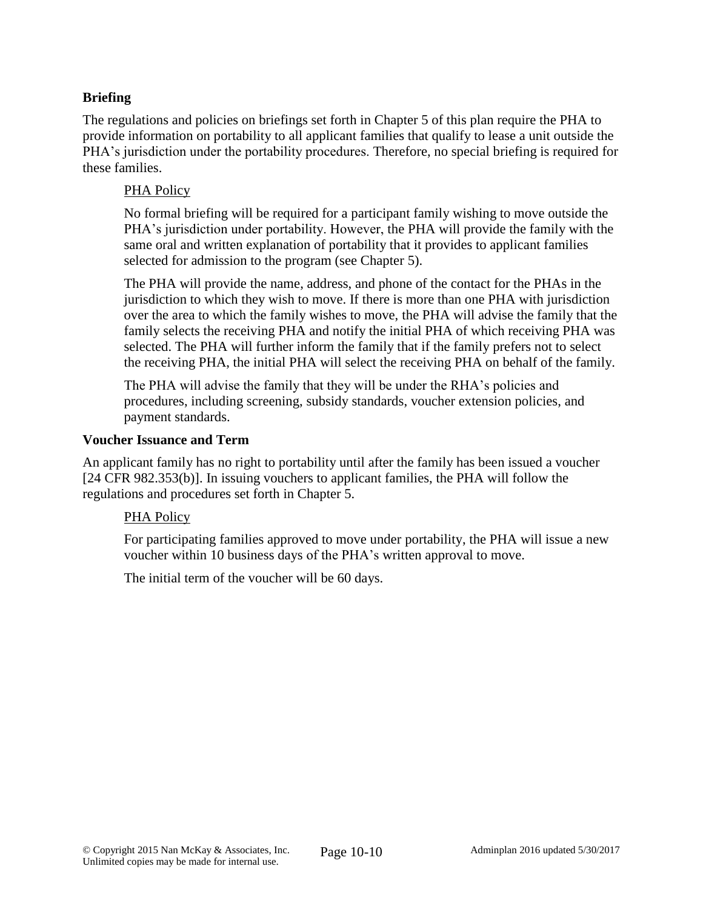### Briefing

The regulations and policies on briefings set forth in Chapter 5 of this plan require the PHA to provide information on portability to all applicant families that qualify to lease a unit outside the PHA's jurisdiction under the portability procedures. Therefore, no special briefing is required for these families.

> PHA Policy
>
> No formal briefing will be required for a participant family wishing to move outside the PHA's jurisdiction under portability. However, the PHA will provide the family with the same oral and written explanation of portability that it provides to applicant families selected for admission to the program (see Chapter 5).
>
> The PHA will provide the name, address, and phone of the contact for the PHAs in the jurisdiction to which they wish to move. If there is more than one PHA with jurisdiction over the area to which the family wishes to move, the PHA will advise the family that the family selects the receiving PHA and notify the initial PHA of which receiving PHA was selected. The PHA will further inform the family that if the family prefers not to select the receiving PHA, the initial PHA will select the receiving PHA on behalf of the family.
>
> The PHA will advise the family that they will be under the RHA's policies and procedures, including screening, subsidy standards, voucher extension policies, and payment standards.

### Voucher Issuance and Term

An applicant family has no right to portability until after the family has been issued a voucher [24 CFR 982.353(b)]. In issuing vouchers to applicant families, the PHA will follow the regulations and procedures set forth in Chapter 5.

> PHA Policy
>
> For participating families approved to move under portability, the PHA will issue a new voucher within 10 business days of the PHA's written approval to move.
>
> The initial term of the voucher will be 60 days.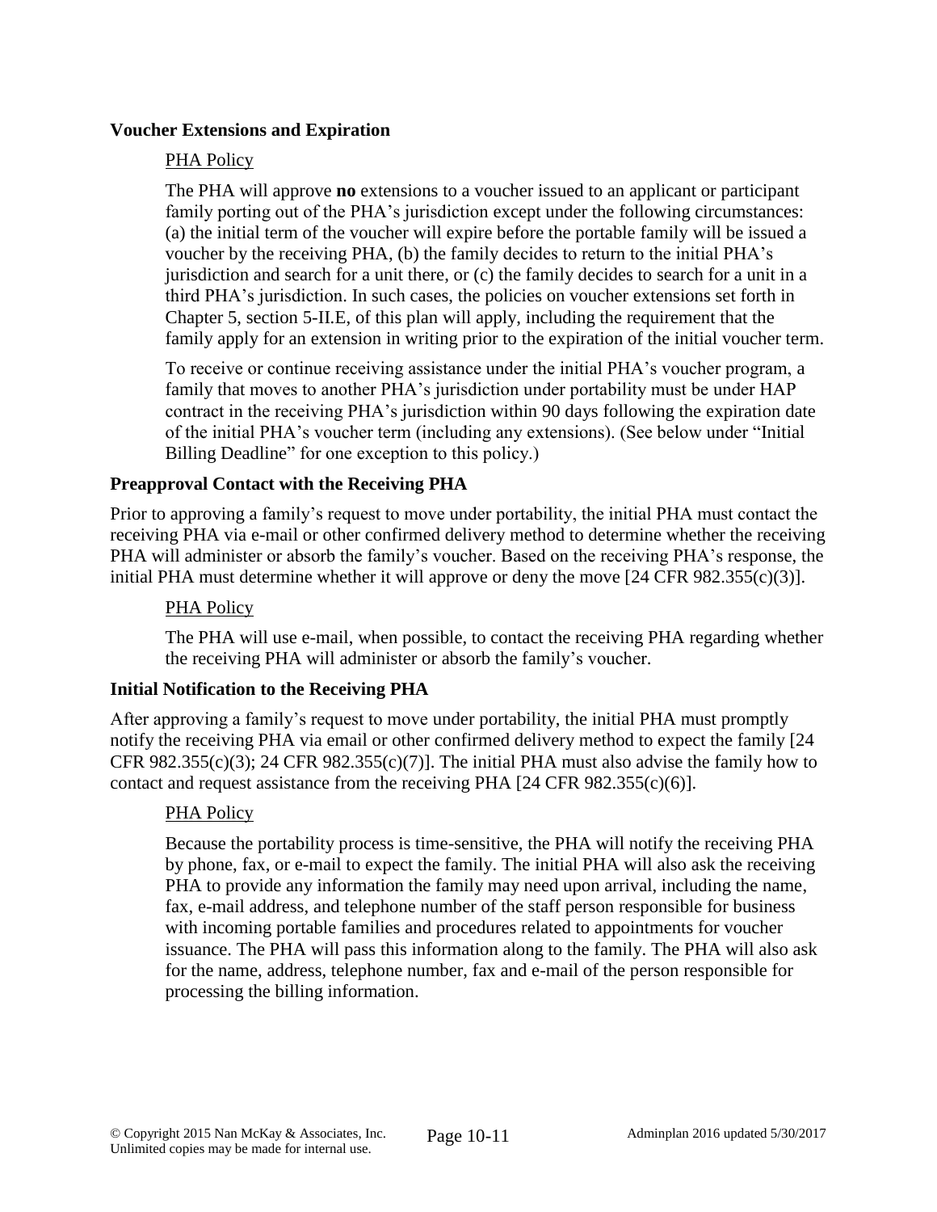**Voucher Extensions and Expiration**

PHA Policy

The PHA will approve **no** extensions to a voucher issued to an applicant or participant family porting out of the PHA's jurisdiction except under the following circumstances: (a) the initial term of the voucher will expire before the portable family will be issued a voucher by the receiving PHA, (b) the family decides to return to the initial PHA's jurisdiction and search for a unit there, or (c) the family decides to search for a unit in a third PHA's jurisdiction. In such cases, the policies on voucher extensions set forth in Chapter 5, section 5-II.E, of this plan will apply, including the requirement that the family apply for an extension in writing prior to the expiration of the initial voucher term.

To receive or continue receiving assistance under the initial PHA's voucher program, a family that moves to another PHA's jurisdiction under portability must be under HAP contract in the receiving PHA's jurisdiction within 90 days following the expiration date of the initial PHA's voucher term (including any extensions). (See below under "Initial Billing Deadline" for one exception to this policy.)

**Preapproval Contact with the Receiving PHA**

Prior to approving a family's request to move under portability, the initial PHA must contact the receiving PHA via e-mail or other confirmed delivery method to determine whether the receiving PHA will administer or absorb the family's voucher. Based on the receiving PHA's response, the initial PHA must determine whether it will approve or deny the move [24 CFR 982.355(c)(3)].

PHA Policy

The PHA will use e-mail, when possible, to contact the receiving PHA regarding whether the receiving PHA will administer or absorb the family's voucher.

**Initial Notification to the Receiving PHA**

After approving a family's request to move under portability, the initial PHA must promptly notify the receiving PHA via email or other confirmed delivery method to expect the family [24 CFR 982.355(c)(3); 24 CFR 982.355(c)(7)]. The initial PHA must also advise the family how to contact and request assistance from the receiving PHA [24 CFR 982.355(c)(6)].

PHA Policy

Because the portability process is time-sensitive, the PHA will notify the receiving PHA by phone, fax, or e-mail to expect the family. The initial PHA will also ask the receiving PHA to provide any information the family may need upon arrival, including the name, fax, e-mail address, and telephone number of the staff person responsible for business with incoming portable families and procedures related to appointments for voucher issuance. The PHA will pass this information along to the family. The PHA will also ask for the name, address, telephone number, fax and e-mail of the person responsible for processing the billing information.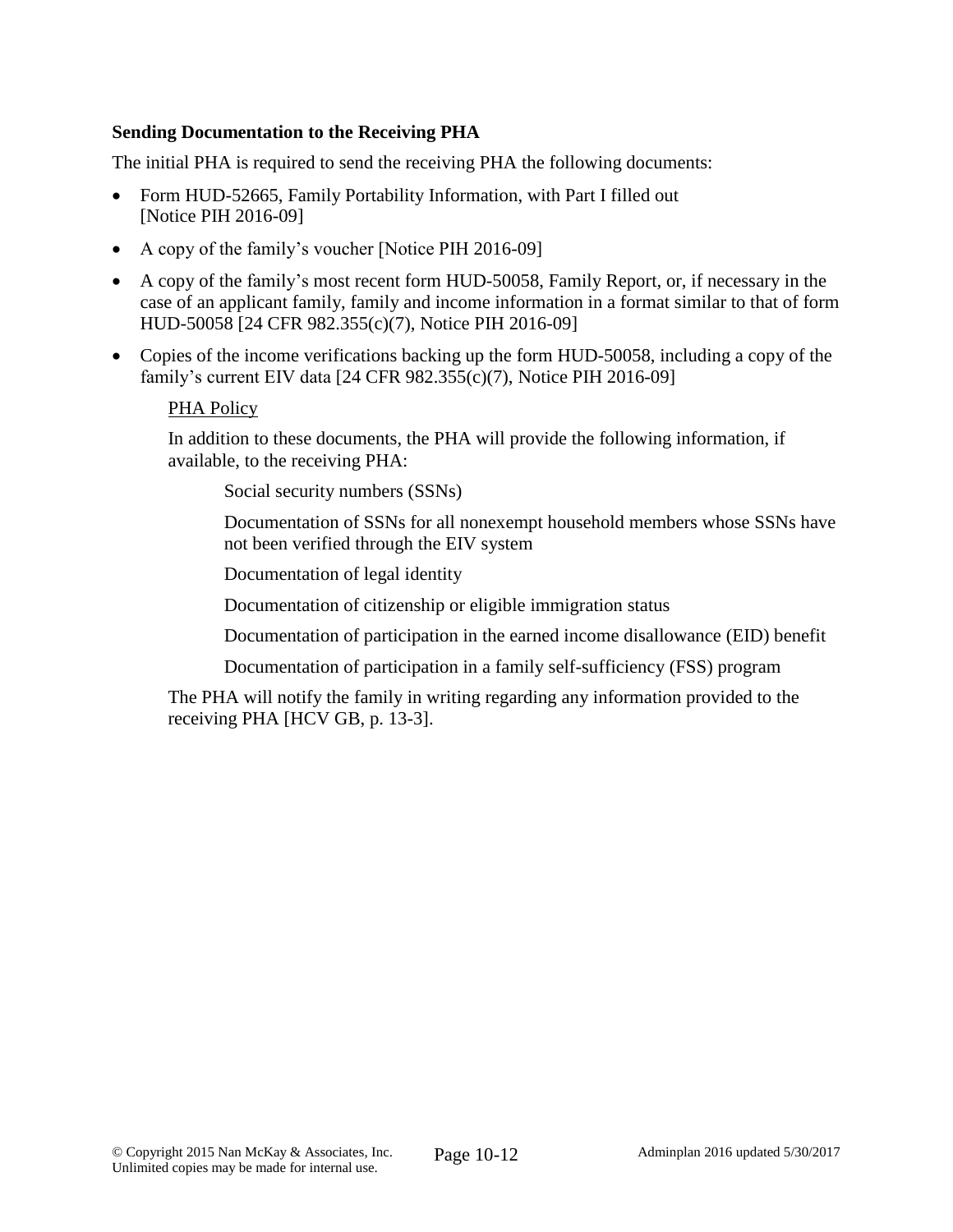**Sending Documentation to the Receiving PHA**

The initial PHA is required to send the receiving PHA the following documents:

- Form HUD-52665, Family Portability Information, with Part I filled out [Notice PIH 2016-09]
- A copy of the family's voucher [Notice PIH 2016-09]
- A copy of the family's most recent form HUD-50058, Family Report, or, if necessary in the case of an applicant family, family and income information in a format similar to that of form HUD-50058 [24 CFR 982.355(c)(7), Notice PIH 2016-09]
- Copies of the income verifications backing up the form HUD-50058, including a copy of the family's current EIV data [24 CFR 982.355(c)(7), Notice PIH 2016-09]

PHA Policy

In addition to these documents, the PHA will provide the following information, if available, to the receiving PHA:

Social security numbers (SSNs)

Documentation of SSNs for all nonexempt household members whose SSNs have not been verified through the EIV system

Documentation of legal identity

Documentation of citizenship or eligible immigration status

Documentation of participation in the earned income disallowance (EID) benefit

Documentation of participation in a family self-sufficiency (FSS) program

The PHA will notify the family in writing regarding any information provided to the receiving PHA [HCV GB, p. 13-3].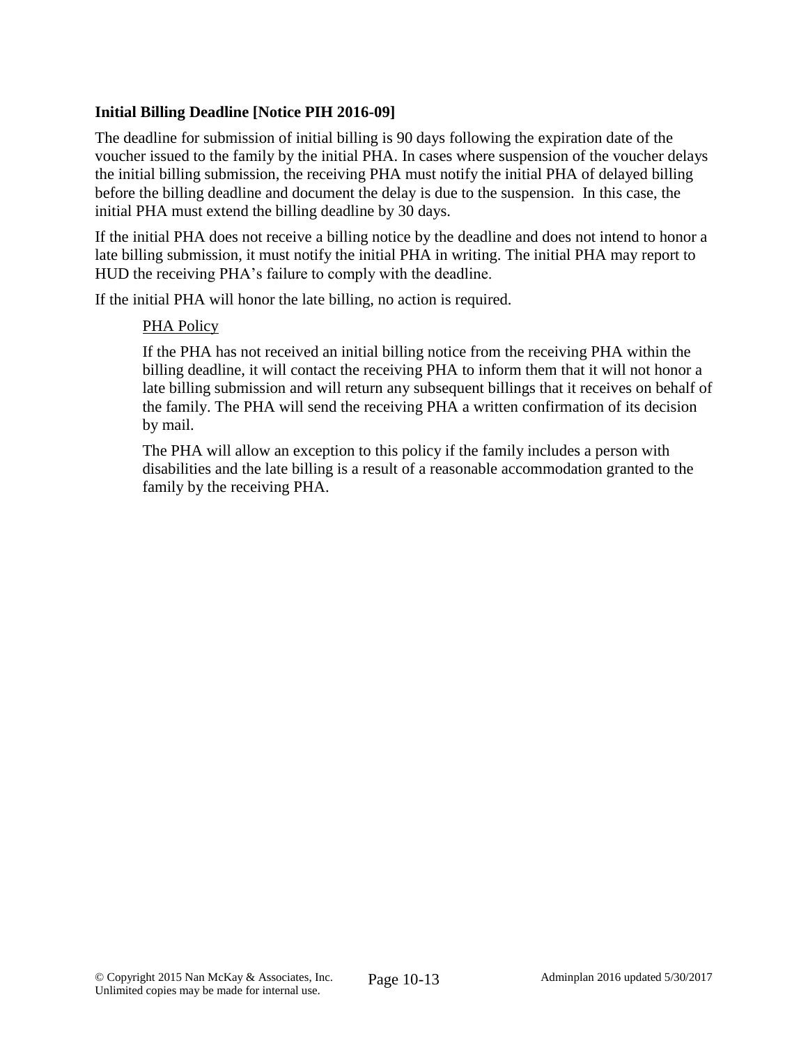### Initial Billing Deadline [Notice PIH 2016-09]

The deadline for submission of initial billing is 90 days following the expiration date of the voucher issued to the family by the initial PHA. In cases where suspension of the voucher delays the initial billing submission, the receiving PHA must notify the initial PHA of delayed billing before the billing deadline and document the delay is due to the suspension. In this case, the initial PHA must extend the billing deadline by 30 days.

If the initial PHA does not receive a billing notice by the deadline and does not intend to honor a late billing submission, it must notify the initial PHA in writing. The initial PHA may report to HUD the receiving PHA's failure to comply with the deadline.

If the initial PHA will honor the late billing, no action is required.

> PHA Policy
>
> If the PHA has not received an initial billing notice from the receiving PHA within the billing deadline, it will contact the receiving PHA to inform them that it will not honor a late billing submission and will return any subsequent billings that it receives on behalf of the family. The PHA will send the receiving PHA a written confirmation of its decision by mail.
>
> The PHA will allow an exception to this policy if the family includes a person with disabilities and the late billing is a result of a reasonable accommodation granted to the family by the receiving PHA.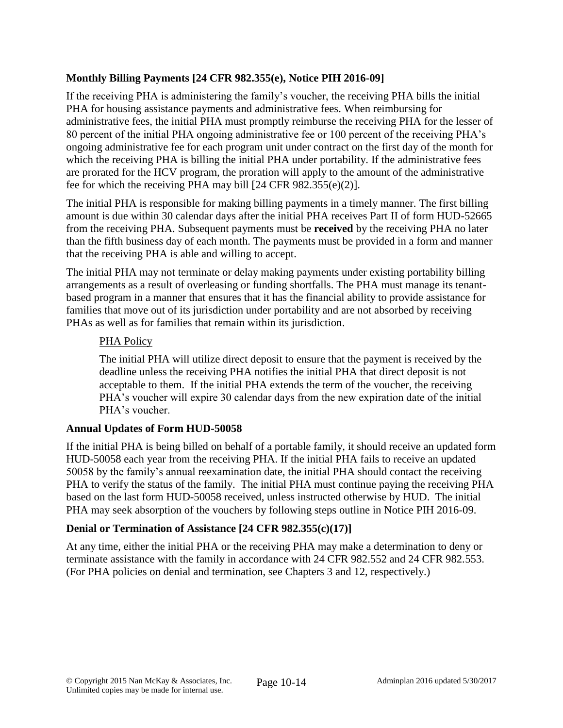### Monthly Billing Payments [24 CFR 982.355(e), Notice PIH 2016-09]

If the receiving PHA is administering the family's voucher, the receiving PHA bills the initial PHA for housing assistance payments and administrative fees. When reimbursing for administrative fees, the initial PHA must promptly reimburse the receiving PHA for the lesser of 80 percent of the initial PHA ongoing administrative fee or 100 percent of the receiving PHA's ongoing administrative fee for each program unit under contract on the first day of the month for which the receiving PHA is billing the initial PHA under portability. If the administrative fees are prorated for the HCV program, the proration will apply to the amount of the administrative fee for which the receiving PHA may bill [24 CFR 982.355(e)(2)].

The initial PHA is responsible for making billing payments in a timely manner. The first billing amount is due within 30 calendar days after the initial PHA receives Part II of form HUD-52665 from the receiving PHA. Subsequent payments must be **received** by the receiving PHA no later than the fifth business day of each month. The payments must be provided in a form and manner that the receiving PHA is able and willing to accept.

The initial PHA may not terminate or delay making payments under existing portability billing arrangements as a result of overleasing or funding shortfalls. The PHA must manage its tenant-based program in a manner that ensures that it has the financial ability to provide assistance for families that move out of its jurisdiction under portability and are not absorbed by receiving PHAs as well as for families that remain within its jurisdiction.

> PHA Policy
>
> The initial PHA will utilize direct deposit to ensure that the payment is received by the deadline unless the receiving PHA notifies the initial PHA that direct deposit is not acceptable to them. If the initial PHA extends the term of the voucher, the receiving PHA's voucher will expire 30 calendar days from the new expiration date of the initial PHA's voucher.

### Annual Updates of Form HUD-50058

If the initial PHA is being billed on behalf of a portable family, it should receive an updated form HUD-50058 each year from the receiving PHA. If the initial PHA fails to receive an updated 50058 by the family's annual reexamination date, the initial PHA should contact the receiving PHA to verify the status of the family. The initial PHA must continue paying the receiving PHA based on the last form HUD-50058 received, unless instructed otherwise by HUD. The initial PHA may seek absorption of the vouchers by following steps outline in Notice PIH 2016-09.

### Denial or Termination of Assistance [24 CFR 982.355(c)(17)]

At any time, either the initial PHA or the receiving PHA may make a determination to deny or terminate assistance with the family in accordance with 24 CFR 982.552 and 24 CFR 982.553. (For PHA policies on denial and termination, see Chapters 3 and 12, respectively.)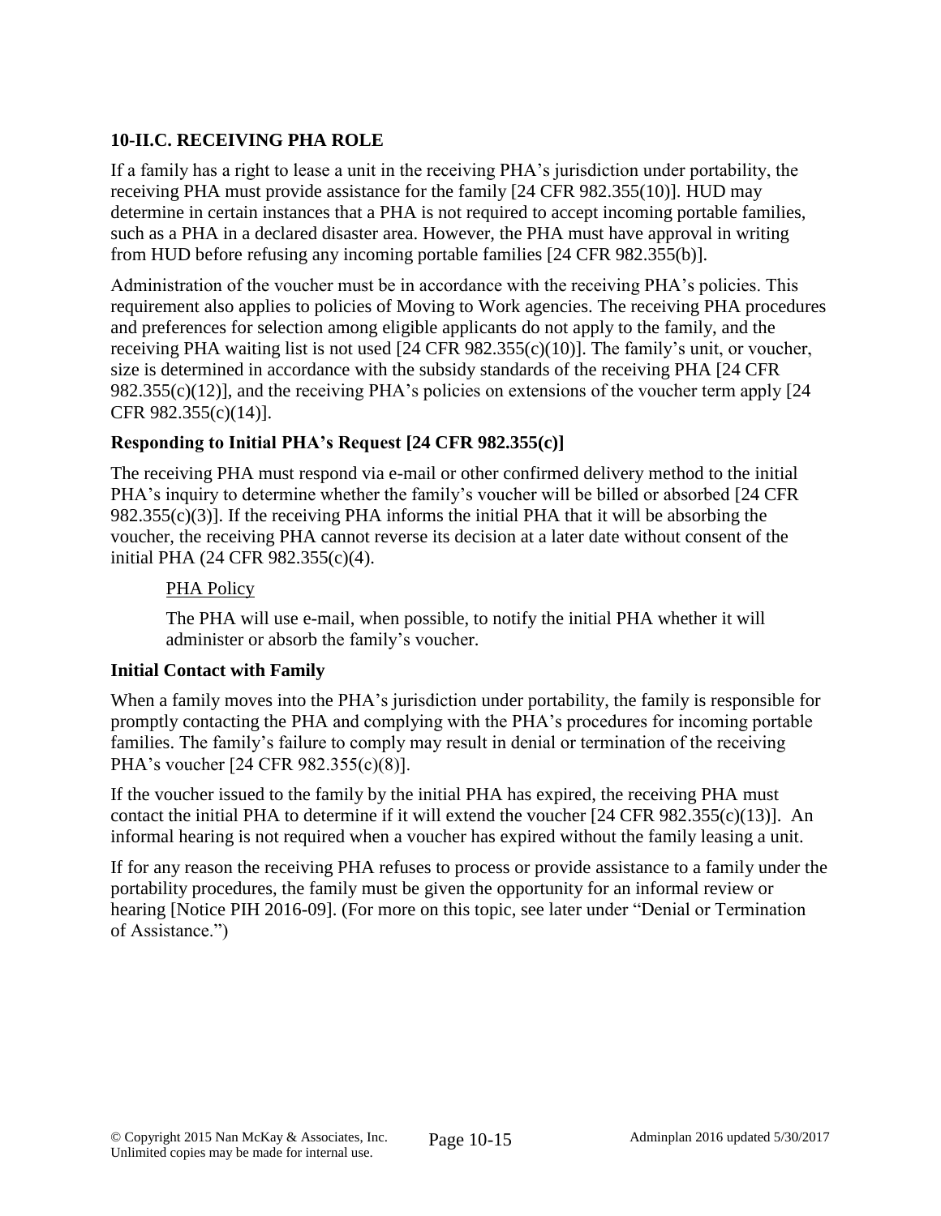## 10-II.C. RECEIVING PHA ROLE

If a family has a right to lease a unit in the receiving PHA's jurisdiction under portability, the receiving PHA must provide assistance for the family [24 CFR 982.355(10)]. HUD may determine in certain instances that a PHA is not required to accept incoming portable families, such as a PHA in a declared disaster area. However, the PHA must have approval in writing from HUD before refusing any incoming portable families [24 CFR 982.355(b)].

Administration of the voucher must be in accordance with the receiving PHA's policies. This requirement also applies to policies of Moving to Work agencies. The receiving PHA procedures and preferences for selection among eligible applicants do not apply to the family, and the receiving PHA waiting list is not used [24 CFR 982.355(c)(10)]. The family's unit, or voucher, size is determined in accordance with the subsidy standards of the receiving PHA [24 CFR 982.355(c)(12)], and the receiving PHA's policies on extensions of the voucher term apply [24 CFR 982.355(c)(14)].

### Responding to Initial PHA's Request [24 CFR 982.355(c)]

The receiving PHA must respond via e-mail or other confirmed delivery method to the initial PHA's inquiry to determine whether the family's voucher will be billed or absorbed [24 CFR 982.355(c)(3)]. If the receiving PHA informs the initial PHA that it will be absorbing the voucher, the receiving PHA cannot reverse its decision at a later date without consent of the initial PHA (24 CFR 982.355(c)(4).

> PHA Policy
>
> The PHA will use e-mail, when possible, to notify the initial PHA whether it will administer or absorb the family's voucher.

### Initial Contact with Family

When a family moves into the PHA's jurisdiction under portability, the family is responsible for promptly contacting the PHA and complying with the PHA's procedures for incoming portable families. The family's failure to comply may result in denial or termination of the receiving PHA's voucher [24 CFR 982.355(c)(8)].

If the voucher issued to the family by the initial PHA has expired, the receiving PHA must contact the initial PHA to determine if it will extend the voucher [24 CFR 982.355(c)(13)]. An informal hearing is not required when a voucher has expired without the family leasing a unit.

If for any reason the receiving PHA refuses to process or provide assistance to a family under the portability procedures, the family must be given the opportunity for an informal review or hearing [Notice PIH 2016-09]. (For more on this topic, see later under "Denial or Termination of Assistance.")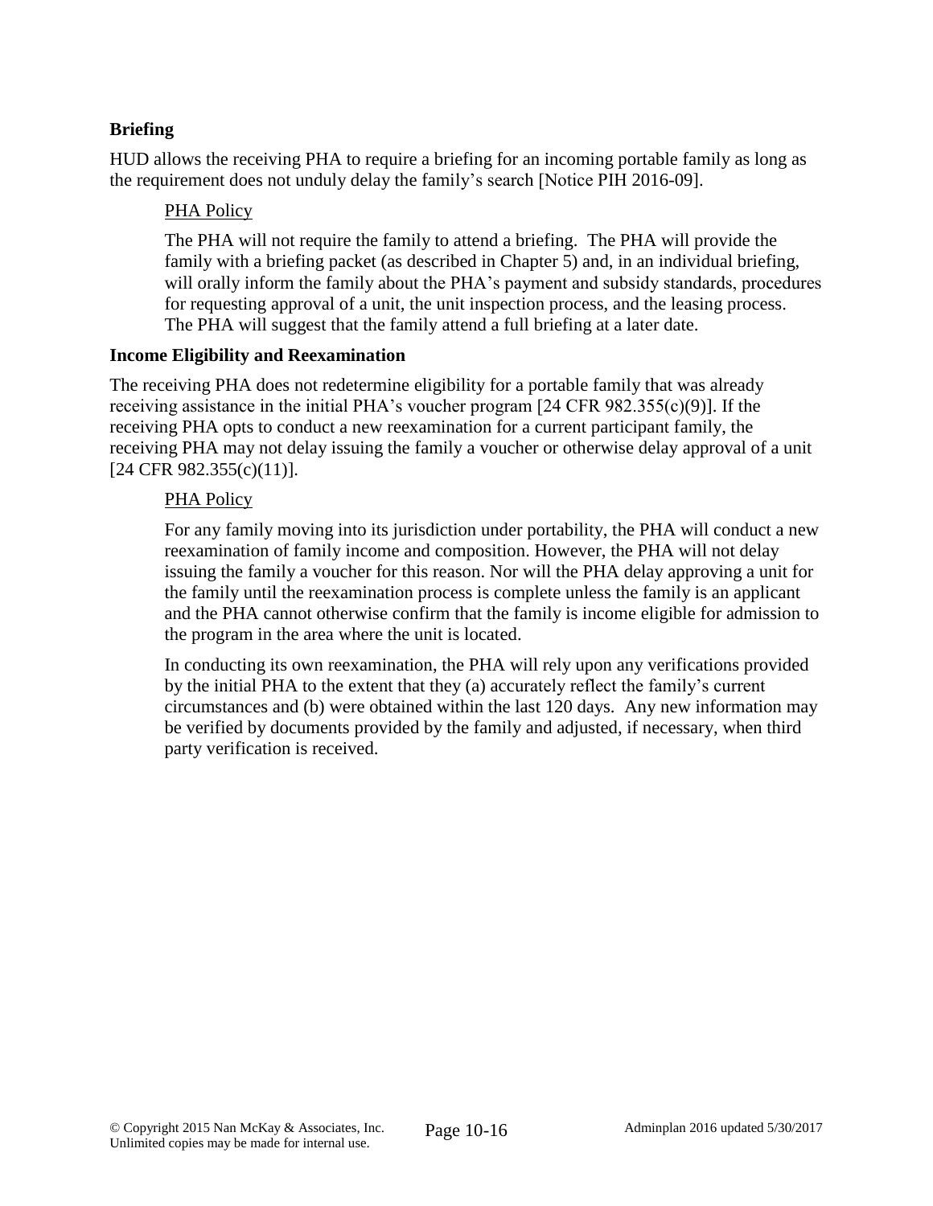### Briefing

HUD allows the receiving PHA to require a briefing for an incoming portable family as long as the requirement does not unduly delay the family's search [Notice PIH 2016-09].

PHA Policy

The PHA will not require the family to attend a briefing. The PHA will provide the family with a briefing packet (as described in Chapter 5) and, in an individual briefing, will orally inform the family about the PHA's payment and subsidy standards, procedures for requesting approval of a unit, the unit inspection process, and the leasing process. The PHA will suggest that the family attend a full briefing at a later date.

### Income Eligibility and Reexamination

The receiving PHA does not redetermine eligibility for a portable family that was already receiving assistance in the initial PHA's voucher program [24 CFR 982.355(c)(9)]. If the receiving PHA opts to conduct a new reexamination for a current participant family, the receiving PHA may not delay issuing the family a voucher or otherwise delay approval of a unit [24 CFR 982.355(c)(11)].

PHA Policy

For any family moving into its jurisdiction under portability, the PHA will conduct a new reexamination of family income and composition. However, the PHA will not delay issuing the family a voucher for this reason. Nor will the PHA delay approving a unit for the family until the reexamination process is complete unless the family is an applicant and the PHA cannot otherwise confirm that the family is income eligible for admission to the program in the area where the unit is located.

In conducting its own reexamination, the PHA will rely upon any verifications provided by the initial PHA to the extent that they (a) accurately reflect the family's current circumstances and (b) were obtained within the last 120 days. Any new information may be verified by documents provided by the family and adjusted, if necessary, when third party verification is received.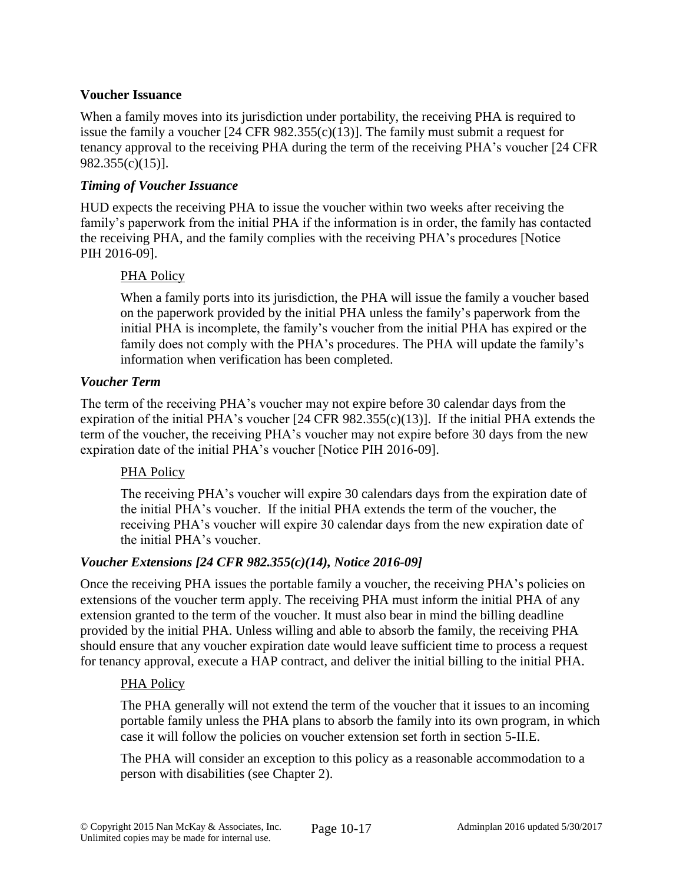**Voucher Issuance**

When a family moves into its jurisdiction under portability, the receiving PHA is required to issue the family a voucher [24 CFR 982.355(c)(13)]. The family must submit a request for tenancy approval to the receiving PHA during the term of the receiving PHA's voucher [24 CFR 982.355(c)(15)].

***Timing of Voucher Issuance***

HUD expects the receiving PHA to issue the voucher within two weeks after receiving the family's paperwork from the initial PHA if the information is in order, the family has contacted the receiving PHA, and the family complies with the receiving PHA's procedures [Notice PIH 2016-09].

> PHA Policy
>
> When a family ports into its jurisdiction, the PHA will issue the family a voucher based on the paperwork provided by the initial PHA unless the family's paperwork from the initial PHA is incomplete, the family's voucher from the initial PHA has expired or the family does not comply with the PHA's procedures. The PHA will update the family's information when verification has been completed.

***Voucher Term***

The term of the receiving PHA's voucher may not expire before 30 calendar days from the expiration of the initial PHA's voucher [24 CFR 982.355(c)(13)]. If the initial PHA extends the term of the voucher, the receiving PHA's voucher may not expire before 30 days from the new expiration date of the initial PHA's voucher [Notice PIH 2016-09].

> PHA Policy
>
> The receiving PHA's voucher will expire 30 calendars days from the expiration date of the initial PHA's voucher. If the initial PHA extends the term of the voucher, the receiving PHA's voucher will expire 30 calendar days from the new expiration date of the initial PHA's voucher.

***Voucher Extensions [24 CFR 982.355(c)(14), Notice 2016-09]***

Once the receiving PHA issues the portable family a voucher, the receiving PHA's policies on extensions of the voucher term apply. The receiving PHA must inform the initial PHA of any extension granted to the term of the voucher. It must also bear in mind the billing deadline provided by the initial PHA. Unless willing and able to absorb the family, the receiving PHA should ensure that any voucher expiration date would leave sufficient time to process a request for tenancy approval, execute a HAP contract, and deliver the initial billing to the initial PHA.

> PHA Policy
>
> The PHA generally will not extend the term of the voucher that it issues to an incoming portable family unless the PHA plans to absorb the family into its own program, in which case it will follow the policies on voucher extension set forth in section 5-II.E.
>
> The PHA will consider an exception to this policy as a reasonable accommodation to a person with disabilities (see Chapter 2).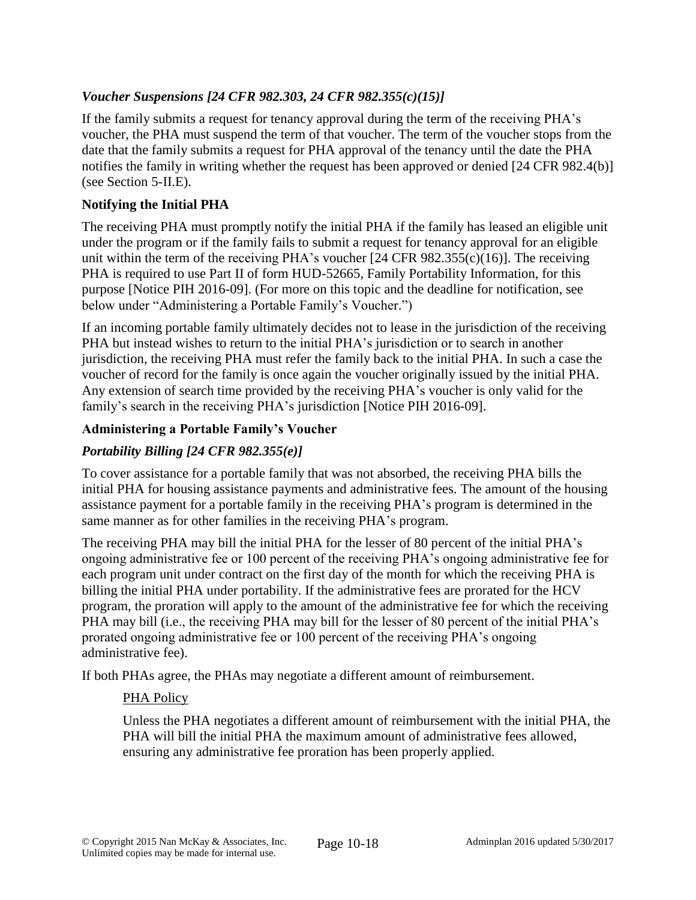*Voucher Suspensions [24 CFR 982.303, 24 CFR 982.355(c)(15)]*

If the family submits a request for tenancy approval during the term of the receiving PHA's voucher, the PHA must suspend the term of that voucher. The term of the voucher stops from the date that the family submits a request for PHA approval of the tenancy until the date the PHA notifies the family in writing whether the request has been approved or denied [24 CFR 982.4(b)] (see Section 5-II.E).

**Notifying the Initial PHA**

The receiving PHA must promptly notify the initial PHA if the family has leased an eligible unit under the program or if the family fails to submit a request for tenancy approval for an eligible unit within the term of the receiving PHA's voucher [24 CFR 982.355(c)(16)]. The receiving PHA is required to use Part II of form HUD-52665, Family Portability Information, for this purpose [Notice PIH 2016-09]. (For more on this topic and the deadline for notification, see below under "Administering a Portable Family's Voucher.")

If an incoming portable family ultimately decides not to lease in the jurisdiction of the receiving PHA but instead wishes to return to the initial PHA's jurisdiction or to search in another jurisdiction, the receiving PHA must refer the family back to the initial PHA. In such a case the voucher of record for the family is once again the voucher originally issued by the initial PHA. Any extension of search time provided by the receiving PHA's voucher is only valid for the family's search in the receiving PHA's jurisdiction [Notice PIH 2016-09].

**Administering a Portable Family's Voucher**

***Portability Billing [24 CFR 982.355(e)]***

To cover assistance for a portable family that was not absorbed, the receiving PHA bills the initial PHA for housing assistance payments and administrative fees. The amount of the housing assistance payment for a portable family in the receiving PHA's program is determined in the same manner as for other families in the receiving PHA's program.

The receiving PHA may bill the initial PHA for the lesser of 80 percent of the initial PHA's ongoing administrative fee or 100 percent of the receiving PHA's ongoing administrative fee for each program unit under contract on the first day of the month for which the receiving PHA is billing the initial PHA under portability. If the administrative fees are prorated for the HCV program, the proration will apply to the amount of the administrative fee for which the receiving PHA may bill (i.e., the receiving PHA may bill for the lesser of 80 percent of the initial PHA's prorated ongoing administrative fee or 100 percent of the receiving PHA's ongoing administrative fee).

If both PHAs agree, the PHAs may negotiate a different amount of reimbursement.

> PHA Policy
>
> Unless the PHA negotiates a different amount of reimbursement with the initial PHA, the PHA will bill the initial PHA the maximum amount of administrative fees allowed, ensuring any administrative fee proration has been properly applied.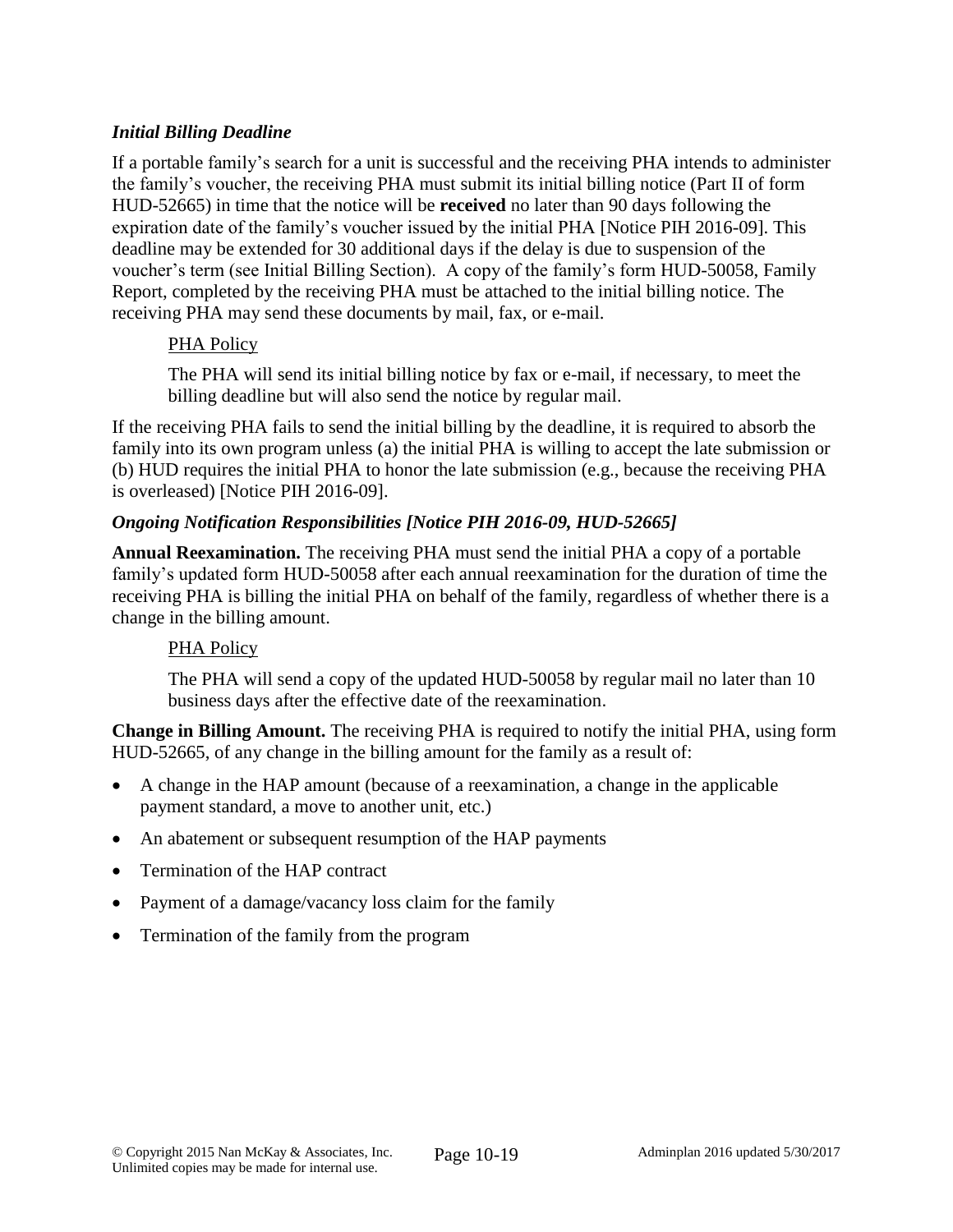### *Initial Billing Deadline*

If a portable family's search for a unit is successful and the receiving PHA intends to administer the family's voucher, the receiving PHA must submit its initial billing notice (Part II of form HUD-52665) in time that the notice will be **received** no later than 90 days following the expiration date of the family's voucher issued by the initial PHA [Notice PIH 2016-09]. This deadline may be extended for 30 additional days if the delay is due to suspension of the voucher's term (see Initial Billing Section). A copy of the family's form HUD-50058, Family Report, completed by the receiving PHA must be attached to the initial billing notice. The receiving PHA may send these documents by mail, fax, or e-mail.

> <u>PHA Policy</u>
>
> The PHA will send its initial billing notice by fax or e-mail, if necessary, to meet the billing deadline but will also send the notice by regular mail.

If the receiving PHA fails to send the initial billing by the deadline, it is required to absorb the family into its own program unless (a) the initial PHA is willing to accept the late submission or (b) HUD requires the initial PHA to honor the late submission (e.g., because the receiving PHA is overleased) [Notice PIH 2016-09].

### *Ongoing Notification Responsibilities [Notice PIH 2016-09, HUD-52665]*

**Annual Reexamination.** The receiving PHA must send the initial PHA a copy of a portable family's updated form HUD-50058 after each annual reexamination for the duration of time the receiving PHA is billing the initial PHA on behalf of the family, regardless of whether there is a change in the billing amount.

> <u>PHA Policy</u>
>
> The PHA will send a copy of the updated HUD-50058 by regular mail no later than 10 business days after the effective date of the reexamination.

**Change in Billing Amount.** The receiving PHA is required to notify the initial PHA, using form HUD-52665, of any change in the billing amount for the family as a result of:

- A change in the HAP amount (because of a reexamination, a change in the applicable payment standard, a move to another unit, etc.)
- An abatement or subsequent resumption of the HAP payments
- Termination of the HAP contract
- Payment of a damage/vacancy loss claim for the family
- Termination of the family from the program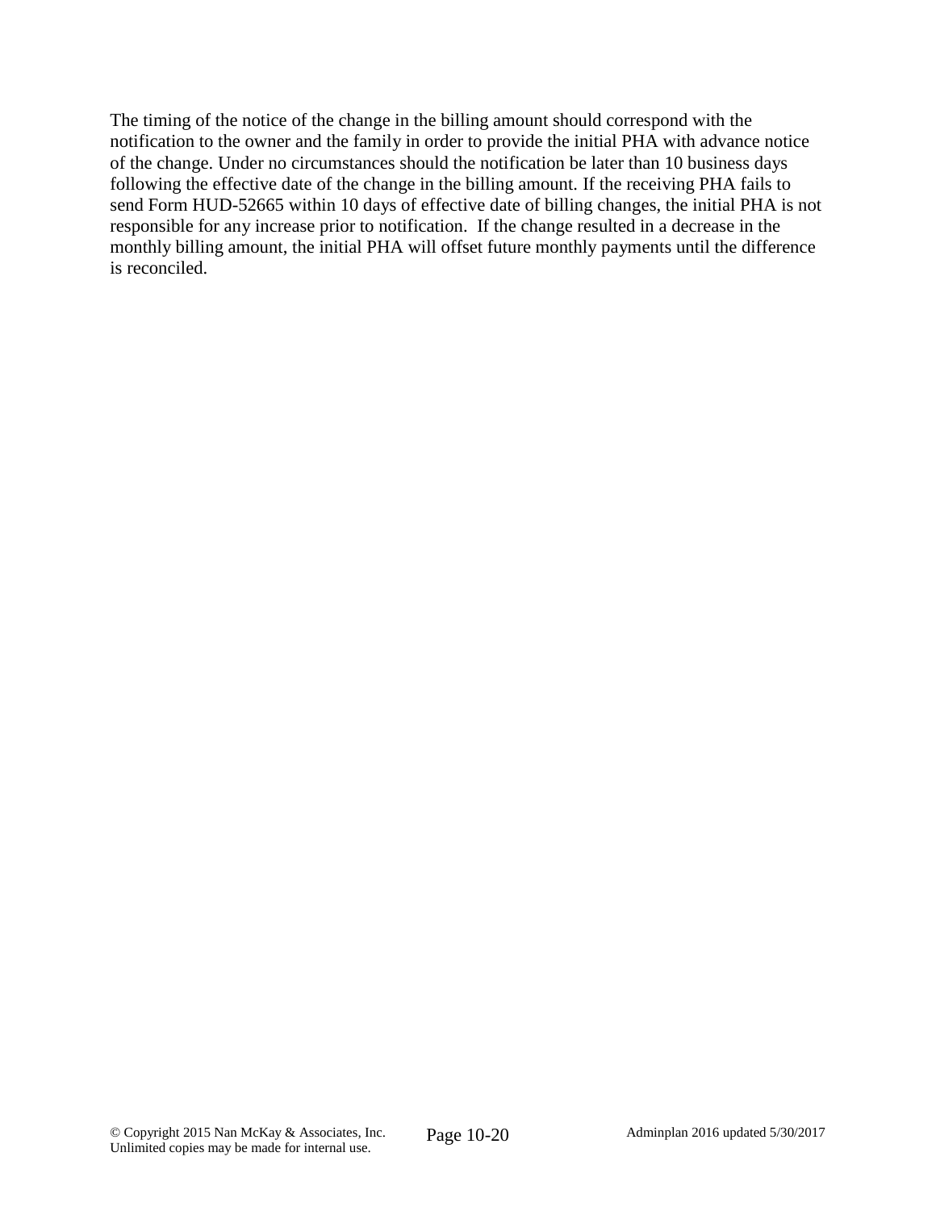The timing of the notice of the change in the billing amount should correspond with the notification to the owner and the family in order to provide the initial PHA with advance notice of the change. Under no circumstances should the notification be later than 10 business days following the effective date of the change in the billing amount. If the receiving PHA fails to send Form HUD-52665 within 10 days of effective date of billing changes, the initial PHA is not responsible for any increase prior to notification. If the change resulted in a decrease in the monthly billing amount, the initial PHA will offset future monthly payments until the difference is reconciled.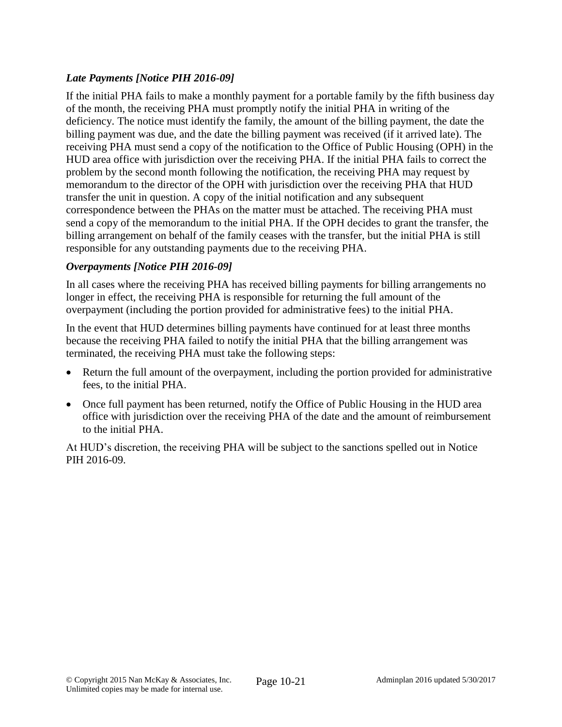*Late Payments [Notice PIH 2016-09]*

If the initial PHA fails to make a monthly payment for a portable family by the fifth business day of the month, the receiving PHA must promptly notify the initial PHA in writing of the deficiency. The notice must identify the family, the amount of the billing payment, the date the billing payment was due, and the date the billing payment was received (if it arrived late). The receiving PHA must send a copy of the notification to the Office of Public Housing (OPH) in the HUD area office with jurisdiction over the receiving PHA. If the initial PHA fails to correct the problem by the second month following the notification, the receiving PHA may request by memorandum to the director of the OPH with jurisdiction over the receiving PHA that HUD transfer the unit in question. A copy of the initial notification and any subsequent correspondence between the PHAs on the matter must be attached. The receiving PHA must send a copy of the memorandum to the initial PHA. If the OPH decides to grant the transfer, the billing arrangement on behalf of the family ceases with the transfer, but the initial PHA is still responsible for any outstanding payments due to the receiving PHA.

*Overpayments [Notice PIH 2016-09]*

In all cases where the receiving PHA has received billing payments for billing arrangements no longer in effect, the receiving PHA is responsible for returning the full amount of the overpayment (including the portion provided for administrative fees) to the initial PHA.

In the event that HUD determines billing payments have continued for at least three months because the receiving PHA failed to notify the initial PHA that the billing arrangement was terminated, the receiving PHA must take the following steps:

- Return the full amount of the overpayment, including the portion provided for administrative fees, to the initial PHA.
- Once full payment has been returned, notify the Office of Public Housing in the HUD area office with jurisdiction over the receiving PHA of the date and the amount of reimbursement to the initial PHA.

At HUD's discretion, the receiving PHA will be subject to the sanctions spelled out in Notice PIH 2016-09.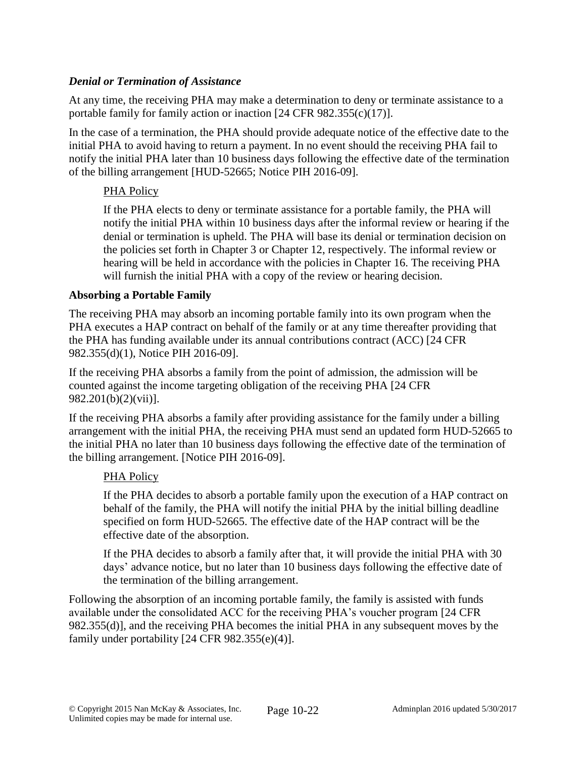### *Denial or Termination of Assistance*

At any time, the receiving PHA may make a determination to deny or terminate assistance to a portable family for family action or inaction [24 CFR 982.355(c)(17)].

In the case of a termination, the PHA should provide adequate notice of the effective date to the initial PHA to avoid having to return a payment. In no event should the receiving PHA fail to notify the initial PHA later than 10 business days following the effective date of the termination of the billing arrangement [HUD-52665; Notice PIH 2016-09].

> PHA Policy
>
> If the PHA elects to deny or terminate assistance for a portable family, the PHA will notify the initial PHA within 10 business days after the informal review or hearing if the denial or termination is upheld. The PHA will base its denial or termination decision on the policies set forth in Chapter 3 or Chapter 12, respectively. The informal review or hearing will be held in accordance with the policies in Chapter 16. The receiving PHA will furnish the initial PHA with a copy of the review or hearing decision.

### Absorbing a Portable Family

The receiving PHA may absorb an incoming portable family into its own program when the PHA executes a HAP contract on behalf of the family or at any time thereafter providing that the PHA has funding available under its annual contributions contract (ACC) [24 CFR 982.355(d)(1), Notice PIH 2016-09].

If the receiving PHA absorbs a family from the point of admission, the admission will be counted against the income targeting obligation of the receiving PHA [24 CFR 982.201(b)(2)(vii)].

If the receiving PHA absorbs a family after providing assistance for the family under a billing arrangement with the initial PHA, the receiving PHA must send an updated form HUD-52665 to the initial PHA no later than 10 business days following the effective date of the termination of the billing arrangement. [Notice PIH 2016-09].

> PHA Policy
>
> If the PHA decides to absorb a portable family upon the execution of a HAP contract on behalf of the family, the PHA will notify the initial PHA by the initial billing deadline specified on form HUD-52665. The effective date of the HAP contract will be the effective date of the absorption.
>
> If the PHA decides to absorb a family after that, it will provide the initial PHA with 30 days' advance notice, but no later than 10 business days following the effective date of the termination of the billing arrangement.

Following the absorption of an incoming portable family, the family is assisted with funds available under the consolidated ACC for the receiving PHA's voucher program [24 CFR 982.355(d)], and the receiving PHA becomes the initial PHA in any subsequent moves by the family under portability [24 CFR 982.355(e)(4)].